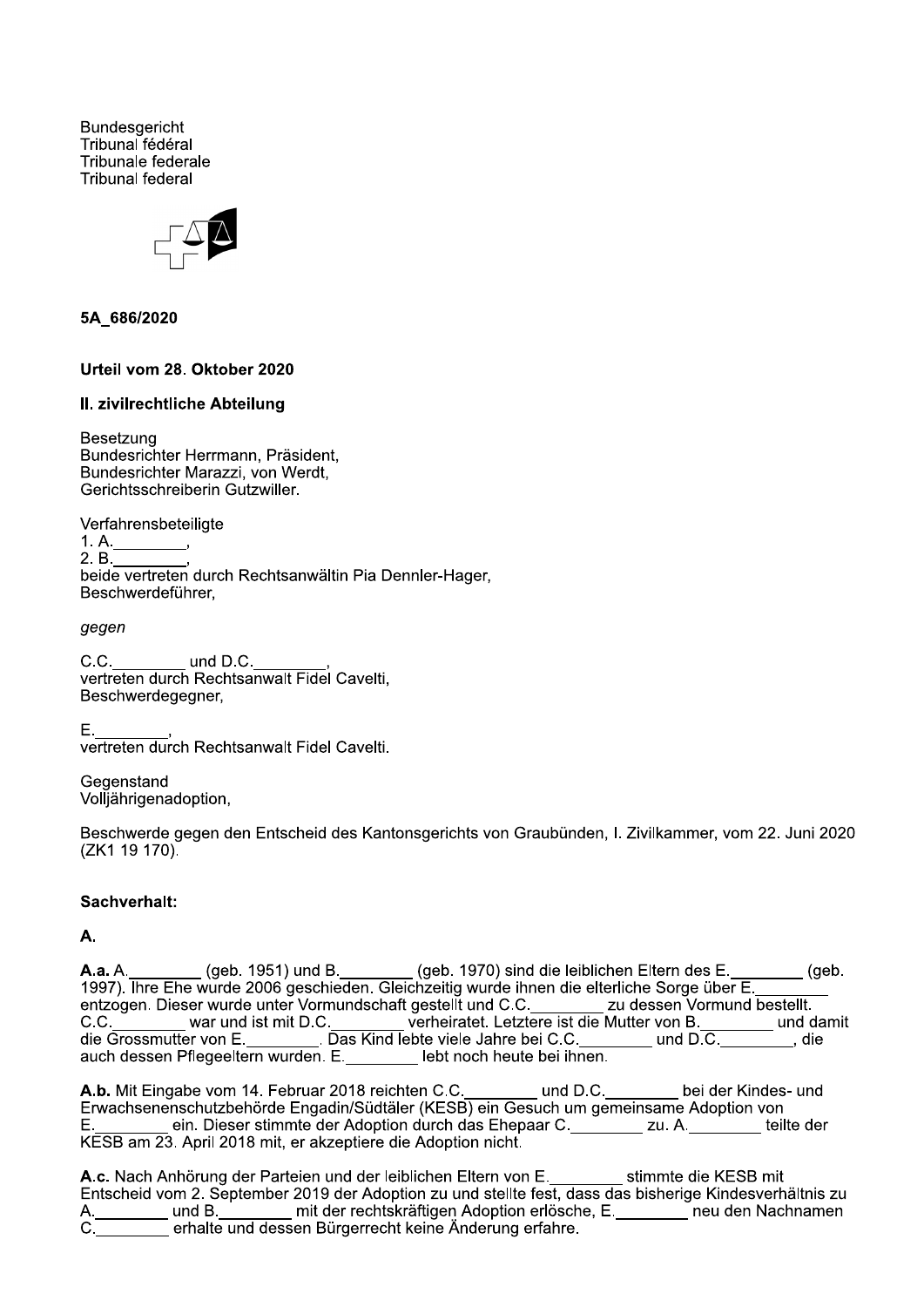Bundesgericht
Tribunal fédéral
Tribunale federale
Tribunal federal

**5A_686/2020**

**Urteil vom 28. Oktober 2020**

**II. zivilrechtliche Abteilung**

Besetzung
Bundesrichter Herrmann, Präsident,
Bundesrichter Marazzi, von Werdt,
Gerichtsschreiberin Gutzwiller.

Verfahrensbeteiligte
1. A.________,
2. B.________,
beide vertreten durch Rechtsanwältin Pia Dennler-Hager,
Beschwerdeführer,

*gegen*

C.C.________ und D.C.________,
vertreten durch Rechtsanwalt Fidel Cavelti,
Beschwerdegegner,

E.________,
vertreten durch Rechtsanwalt Fidel Cavelti.

Gegenstand
Volljährigenadoption,

Beschwerde gegen den Entscheid des Kantonsgerichts von Graubünden, I. Zivilkammer, vom 22. Juni 2020 (ZK1 19 170).

**Sachverhalt:**

**A.**

**A.a.** A.________ (geb. 1951) und B.________ (geb. 1970) sind die leiblichen Eltern des E.________ (geb. 1997). Ihre Ehe wurde 2006 geschieden. Gleichzeitig wurde ihnen die elterliche Sorge über E.________ entzogen. Dieser wurde unter Vormundschaft gestellt und C.C.________ zu dessen Vormund bestellt. C.C.________ war und ist mit D.C.________ verheiratet. Letztere ist die Mutter von B.________ und damit die Grossmutter von E.________. Das Kind lebte viele Jahre bei C.C.________ und D.C.________, die auch dessen Pflegeeltern wurden. E.________ lebt noch heute bei ihnen.

**A.b.** Mit Eingabe vom 14. Februar 2018 reichten C.C.________ und D.C.________ bei der Kindes- und Erwachsenenschutzbehörde Engadin/Südtäler (KESB) ein Gesuch um gemeinsame Adoption von E.________ ein. Dieser stimmte der Adoption durch das Ehepaar C.________ zu. A.________ teilte der KESB am 23. April 2018 mit, er akzeptiere die Adoption nicht.

**A.c.** Nach Anhörung der Parteien und der leiblichen Eltern von E.________ stimmte die KESB mit Entscheid vom 2. September 2019 der Adoption zu und stellte fest, dass das bisherige Kindesverhältnis zu A.________ und B.________ mit der rechtskräftigen Adoption erlösche, E.________ neu den Nachnamen C.________ erhalte und dessen Bürgerrecht keine Änderung erfahre.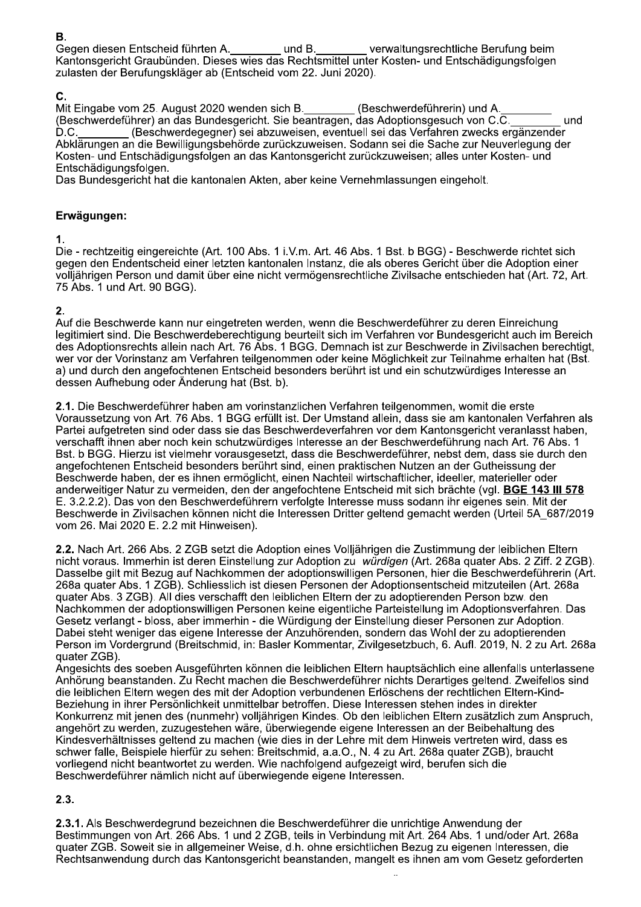**B.**
Gegen diesen Entscheid führten A.________ und B.________ verwaltungsrechtliche Berufung beim Kantonsgericht Graubünden. Dieses wies das Rechtsmittel unter Kosten- und Entschädigungsfolgen zulasten der Berufungskläger ab (Entscheid vom 22. Juni 2020).

**C.**
Mit Eingabe vom 25. August 2020 wenden sich B.________ (Beschwerdeführerin) und A.________ (Beschwerdeführer) an das Bundesgericht. Sie beantragen, das Adoptionsgesuch von C.C.________ und D.C.________ (Beschwerdegegner) sei abzuweisen, eventuell sei das Verfahren zwecks ergänzender Abklärungen an die Bewilligungsbehörde zurückzuweisen. Sodann sei die Sache zur Neuverlegung der Kosten- und Entschädigungsfolgen an das Kantonsgericht zurückzuweisen; alles unter Kosten- und Entschädigungsfolgen.
Das Bundesgericht hat die kantonalen Akten, aber keine Vernehmlassungen eingeholt.

**Erwägungen:**

**1.**
Die - rechtzeitig eingereichte (Art. 100 Abs. 1 i.V.m. Art. 46 Abs. 1 Bst. b BGG) - Beschwerde richtet sich gegen den Endentscheid einer letzten kantonalen Instanz, die als oberes Gericht über die Adoption einer volljährigen Person und damit über eine nicht vermögensrechtliche Zivilsache entschieden hat (Art. 72, Art. 75 Abs. 1 und Art. 90 BGG).

**2.**
Auf die Beschwerde kann nur eingetreten werden, wenn die Beschwerdeführer zu deren Einreichung legitimiert sind. Die Beschwerdeberechtigung beurteilt sich im Verfahren vor Bundesgericht auch im Bereich des Adoptionsrechts allein nach Art. 76 Abs. 1 BGG. Demnach ist zur Beschwerde in Zivilsachen berechtigt, wer vor der Vorinstanz am Verfahren teilgenommen oder keine Möglichkeit zur Teilnahme erhalten hat (Bst. a) und durch den angefochtenen Entscheid besonders berührt ist und ein schutzwürdiges Interesse an dessen Aufhebung oder Änderung hat (Bst. b).

**2.1.** Die Beschwerdeführer haben am vorinstanzlichen Verfahren teilgenommen, womit die erste Voraussetzung von Art. 76 Abs. 1 BGG erfüllt ist. Der Umstand allein, dass sie am kantonalen Verfahren als Partei aufgetreten sind oder dass sie das Beschwerdeverfahren vor dem Kantonsgericht veranlasst haben, verschafft ihnen aber noch kein schutzwürdiges Interesse an der Beschwerdeführung nach Art. 76 Abs. 1 Bst. b BGG. Hierzu ist vielmehr vorausgesetzt, dass die Beschwerdeführer, nebst dem, dass sie durch den angefochtenen Entscheid besonders berührt sind, einen praktischen Nutzen an der Gutheissung der Beschwerde haben, der es ihnen ermöglicht, einen Nachteil wirtschaftlicher, ideeller, materieller oder anderweitiger Natur zu vermeiden, den der angefochtene Entscheid mit sich brächte (vgl. **BGE 143 III 578** E. 3.2.2.2). Das von den Beschwerdeführern verfolgte Interesse muss sodann ihr eigenes sein. Mit der Beschwerde in Zivilsachen können nicht die Interessen Dritter geltend gemacht werden (Urteil 5A_687/2019 vom 26. Mai 2020 E. 2.2 mit Hinweisen).

**2.2.** Nach Art. 266 Abs. 2 ZGB setzt die Adoption eines Volljährigen die Zustimmung der leiblichen Eltern nicht voraus. Immerhin ist deren Einstellung zur Adoption zu *würdigen* (Art. 268a quater Abs. 2 Ziff. 2 ZGB). Dasselbe gilt mit Bezug auf Nachkommen der adoptionswilligen Personen, hier die Beschwerdeführerin (Art. 268a quater Abs. 1 ZGB). Schliesslich ist diesen Personen der Adoptionsentscheid mitzuteilen (Art. 268a quater Abs. 3 ZGB). All dies verschafft den leiblichen Eltern der zu adoptierenden Person bzw. den Nachkommen der adoptionswilligen Personen keine eigentliche Parteistellung im Adoptionsverfahren. Das Gesetz verlangt - bloss, aber immerhin - die Würdigung der Einstellung dieser Personen zur Adoption. Dabei steht weniger das eigene Interesse der Anzuhörenden, sondern das Wohl der zu adoptierenden Person im Vordergrund (Breitschmid, in: Basler Kommentar, Zivilgesetzbuch, 6. Aufl. 2019, N. 2 zu Art. 268a quater ZGB).
Angesichts des soeben Ausgeführten können die leiblichen Eltern hauptsächlich eine allenfalls unterlassene Anhörung beanstanden. Zu Recht machen die Beschwerdeführer nichts Derartiges geltend. Zweifellos sind die leiblichen Eltern wegen des mit der Adoption verbundenen Erlöschens der rechtlichen Eltern-Kind-Beziehung in ihrer Persönlichkeit unmittelbar betroffen. Diese Interessen stehen indes in direkter Konkurrenz mit jenen des (nunmehr) volljährigen Kindes. Ob den leiblichen Eltern zusätzlich zum Anspruch, angehört zu werden, zuzugestehen wäre, überwiegende eigene Interessen an der Beibehaltung des Kindesverhältnisses geltend zu machen (wie dies in der Lehre mit dem Hinweis vertreten wird, dass es schwer falle, Beispiele hierfür zu sehen: Breitschmid, a.a.O., N. 4 zu Art. 268a quater ZGB), braucht vorliegend nicht beantwortet zu werden. Wie nachfolgend aufgezeigt wird, berufen sich die Beschwerdeführer nämlich nicht auf überwiegende eigene Interessen.

**2.3.**

**2.3.1.** Als Beschwerdegrund bezeichnen die Beschwerdeführer die unrichtige Anwendung der Bestimmungen von Art. 266 Abs. 1 und 2 ZGB, teils in Verbindung mit Art. 264 Abs. 1 und/oder Art. 268a quater ZGB. Soweit sie in allgemeiner Weise, d.h. ohne ersichtlichen Bezug zu eigenen Interessen, die Rechtsanwendung durch das Kantonsgericht beanstanden, mangelt es ihnen am vom Gesetz geforderten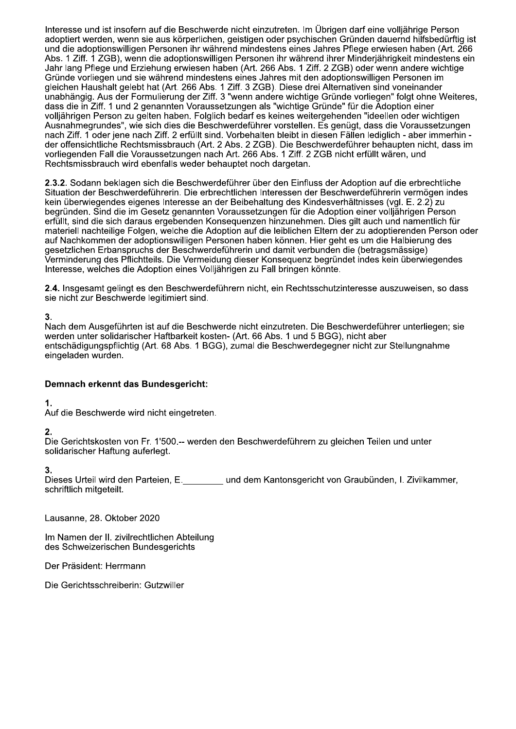Interesse und ist insofern auf die Beschwerde nicht einzutreten. Im Übrigen darf eine volljährige Person adoptiert werden, wenn sie aus körperlichen, geistigen oder psychischen Gründen dauernd hilfsbedürftig ist und die adoptionswilligen Personen ihr während mindestens eines Jahres Pflege erwiesen haben (Art. 266 Abs. 1 Ziff. 1 ZGB), wenn die adoptionswilligen Personen ihr während ihrer Minderjährigkeit mindestens ein Jahr lang Pflege und Erziehung erwiesen haben (Art. 266 Abs. 1 Ziff. 2 ZGB) oder wenn andere wichtige Gründe vorliegen und sie während mindestens eines Jahres mit den adoptionswilligen Personen im gleichen Haushalt gelebt hat (Art. 266 Abs. 1 Ziff. 3 ZGB). Diese drei Alternativen sind voneinander unabhängig. Aus der Formulierung der Ziff. 3 "wenn andere wichtige Gründe vorliegen" folgt ohne Weiteres, dass die in Ziff. 1 und 2 genannten Voraussetzungen als "wichtige Gründe" für die Adoption einer volljährigen Person zu gelten haben. Folglich bedarf es keines weitergehenden "ideellen oder wichtigen Ausnahmegrundes", wie sich dies die Beschwerdeführer vorstellen. Es genügt, dass die Voraussetzungen nach Ziff. 1 oder jene nach Ziff. 2 erfüllt sind. Vorbehalten bleibt in diesen Fällen lediglich - aber immerhin - der offensichtliche Rechtsmissbrauch (Art. 2 Abs. 2 ZGB). Die Beschwerdeführer behaupten nicht, dass im vorliegenden Fall die Voraussetzungen nach Art. 266 Abs. 1 Ziff. 2 ZGB nicht erfüllt wären, und Rechtsmissbrauch wird ebenfalls weder behauptet noch dargetan.

**2.3.2.** Sodann beklagen sich die Beschwerdeführer über den Einfluss der Adoption auf die erbrechtliche Situation der Beschwerdeführerin. Die erbrechtlichen Interessen der Beschwerdeführerin vermögen indes kein überwiegendes eigenes Interesse an der Beibehaltung des Kindesverhältnisses (vgl. E. 2.2) zu begründen. Sind die im Gesetz genannten Voraussetzungen für die Adoption einer volljährigen Person erfüllt, sind die sich daraus ergebenden Konsequenzen hinzunehmen. Dies gilt auch und namentlich für materiell nachteilige Folgen, welche die Adoption auf die leiblichen Eltern der zu adoptierenden Person oder auf Nachkommen der adoptionswilligen Personen haben können. Hier geht es um die Halbierung des gesetzlichen Erbanspruchs der Beschwerdeführerin und damit verbunden die (betragsmässige) Verminderung des Pflichtteils. Die Vermeidung dieser Konsequenz begründet indes kein überwiegendes Interesse, welches die Adoption eines Volljährigen zu Fall bringen könnte.

**2.4.** Insgesamt gelingt es den Beschwerdeführern nicht, ein Rechtsschutzinteresse auszuweisen, so dass sie nicht zur Beschwerde legitimiert sind.

**3.**
Nach dem Ausgeführten ist auf die Beschwerde nicht einzutreten. Die Beschwerdeführer unterliegen; sie werden unter solidarischer Haftbarkeit kosten- (Art. 66 Abs. 1 und 5 BGG), nicht aber entschädigungspflichtig (Art. 68 Abs. 1 BGG), zumal die Beschwerdegegner nicht zur Stellungnahme eingeladen wurden.

**Demnach erkennt das Bundesgericht:**

**1.**
Auf die Beschwerde wird nicht eingetreten.

**2.**
Die Gerichtskosten von Fr. 1'500.-- werden den Beschwerdeführern zu gleichen Teilen und unter solidarischer Haftung auferlegt.

**3.**
Dieses Urteil wird den Parteien, E.________ und dem Kantonsgericht von Graubünden, I. Zivilkammer, schriftlich mitgeteilt.

Lausanne, 28. Oktober 2020

Im Namen der II. zivilrechtlichen Abteilung
des Schweizerischen Bundesgerichts

Der Präsident: Herrmann

Die Gerichtsschreiberin: Gutzwiller